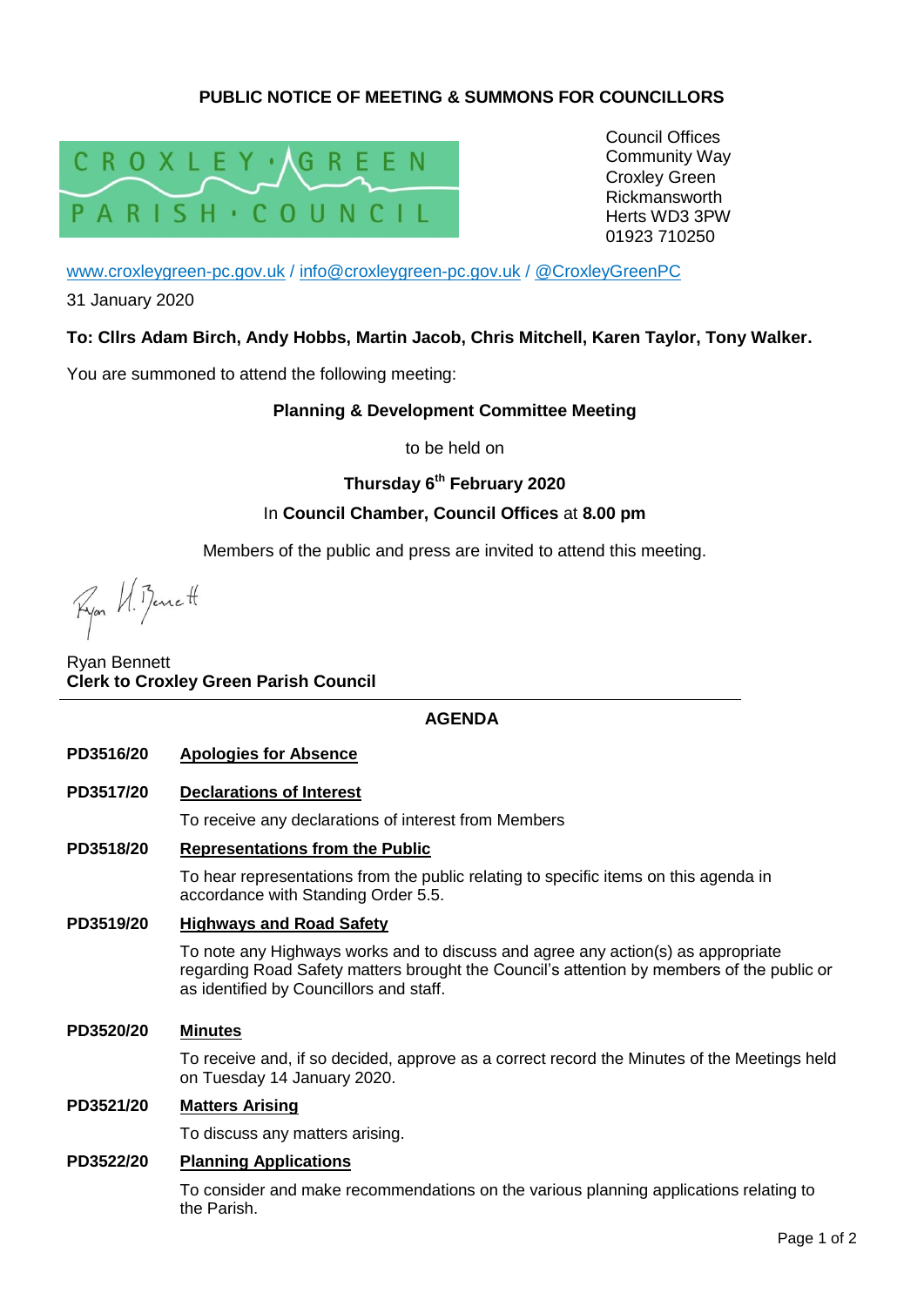**PUBLIC NOTICE OF MEETING & SUMMONS FOR COUNCILLORS**

CROXLEY GREEN PARISH COUNCIL

Council Offices
Community Way
Croxley Green
Rickmansworth
Herts WD3 3PW
01923 710250

www.croxleygreen-pc.gov.uk / info@croxleygreen-pc.gov.uk / @CroxleyGreenPC

31 January 2020

**To: Cllrs Adam Birch, Andy Hobbs, Martin Jacob, Chris Mitchell, Karen Taylor, Tony Walker.**

You are summoned to attend the following meeting:

**Planning & Development Committee Meeting**

to be held on

**Thursday 6th February 2020**

In **Council Chamber, Council Offices** at **8.00 pm**

Members of the public and press are invited to attend this meeting.

Ryan H. Bennett

Ryan Bennett
**Clerk to Croxley Green Parish Council**

## AGENDA

**PD3516/20 Apologies for Absence**

**PD3517/20 Declarations of Interest**

To receive any declarations of interest from Members

**PD3518/20 Representations from the Public**

To hear representations from the public relating to specific items on this agenda in accordance with Standing Order 5.5.

**PD3519/20 Highways and Road Safety**

To note any Highways works and to discuss and agree any action(s) as appropriate regarding Road Safety matters brought the Council's attention by members of the public or as identified by Councillors and staff.

**PD3520/20 Minutes**

To receive and, if so decided, approve as a correct record the Minutes of the Meetings held on Tuesday 14 January 2020.

**PD3521/20 Matters Arising**

To discuss any matters arising.

**PD3522/20 Planning Applications**

To consider and make recommendations on the various planning applications relating to the Parish.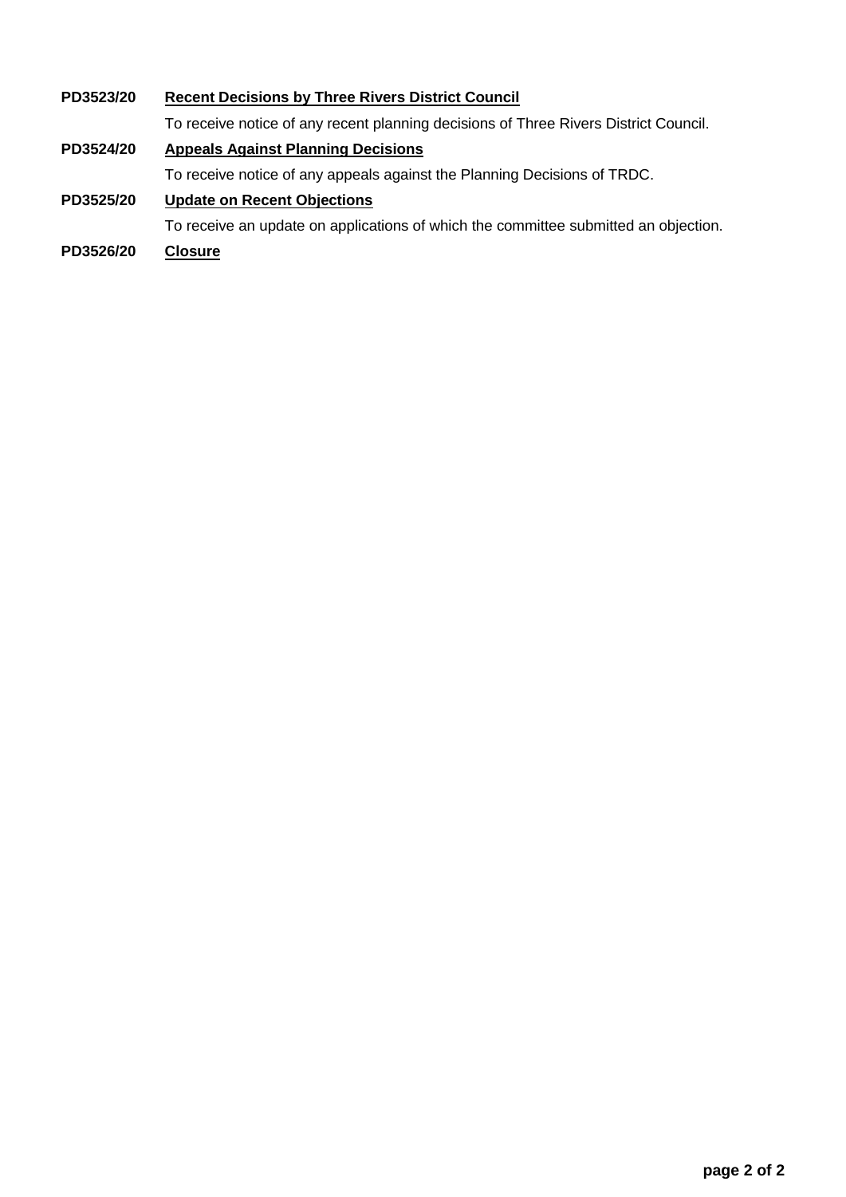**PD3523/20** **Recent Decisions by Three Rivers District Council**

To receive notice of any recent planning decisions of Three Rivers District Council.

**PD3524/20** **Appeals Against Planning Decisions**

To receive notice of any appeals against the Planning Decisions of TRDC.

**PD3525/20** **Update on Recent Objections**

To receive an update on applications of which the committee submitted an objection.

**PD3526/20** **Closure**